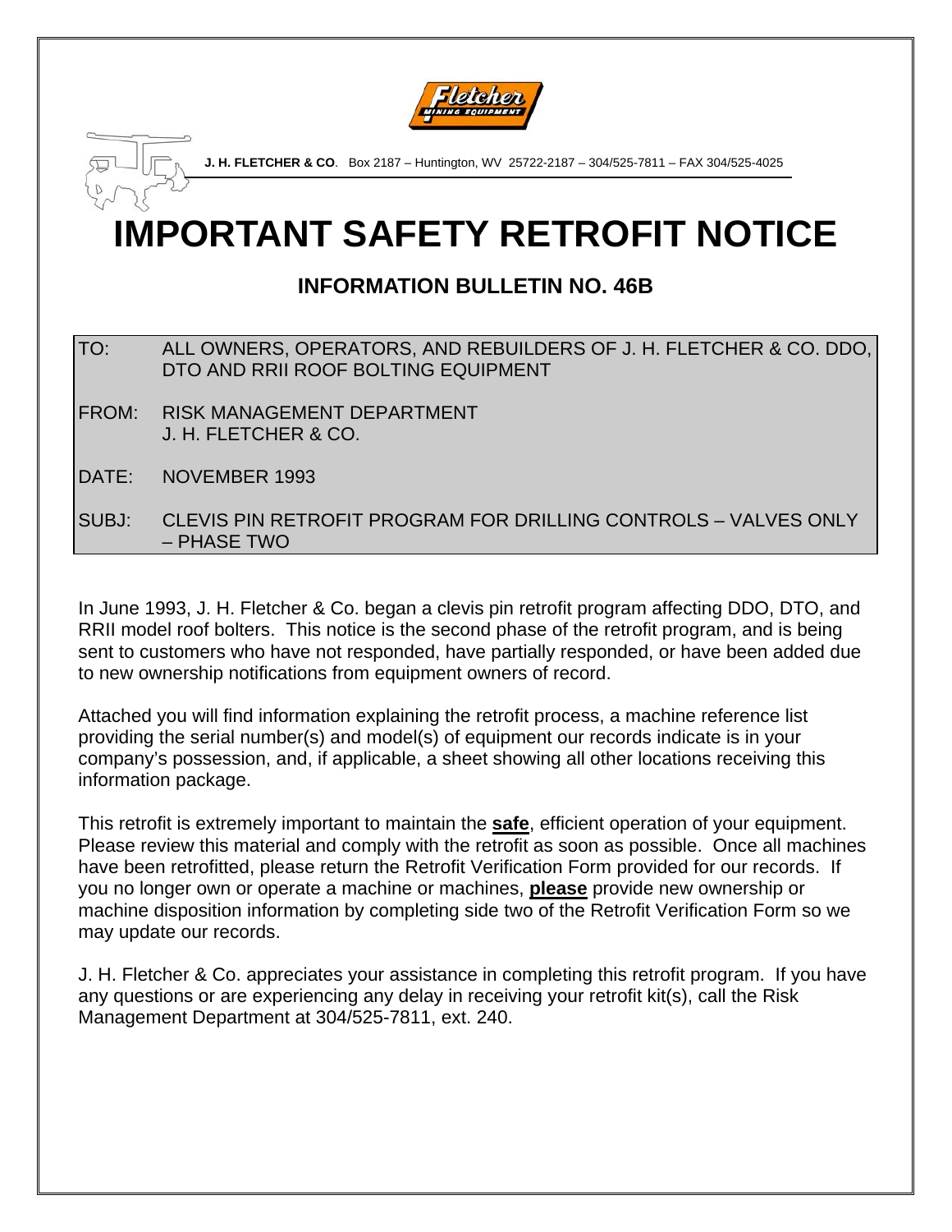**J. H. FLETCHER & CO**. Box 2187 – Huntington, WV 25722-2187 – 304/525-7811 – FAX 304/525-4025

# IMPORTANT SAFETY RETROFIT NOTICE

## INFORMATION BULLETIN NO. 46B

| | |
|---|---|
| TO: | ALL OWNERS, OPERATORS, AND REBUILDERS OF J. H. FLETCHER & CO. DDO, DTO AND RRII ROOF BOLTING EQUIPMENT |
| FROM: | RISK MANAGEMENT DEPARTMENT<br>J. H. FLETCHER & CO. |
| DATE: | NOVEMBER 1993 |
| SUBJ: | CLEVIS PIN RETROFIT PROGRAM FOR DRILLING CONTROLS – VALVES ONLY – PHASE TWO |

In June 1993, J. H. Fletcher & Co. began a clevis pin retrofit program affecting DDO, DTO, and RRII model roof bolters. This notice is the second phase of the retrofit program, and is being sent to customers who have not responded, have partially responded, or have been added due to new ownership notifications from equipment owners of record.

Attached you will find information explaining the retrofit process, a machine reference list providing the serial number(s) and model(s) of equipment our records indicate is in your company's possession, and, if applicable, a sheet showing all other locations receiving this information package.

This retrofit is extremely important to maintain the **safe**, efficient operation of your equipment. Please review this material and comply with the retrofit as soon as possible. Once all machines have been retrofitted, please return the Retrofit Verification Form provided for our records. If you no longer own or operate a machine or machines, **please** provide new ownership or machine disposition information by completing side two of the Retrofit Verification Form so we may update our records.

J. H. Fletcher & Co. appreciates your assistance in completing this retrofit program. If you have any questions or are experiencing any delay in receiving your retrofit kit(s), call the Risk Management Department at 304/525-7811, ext. 240.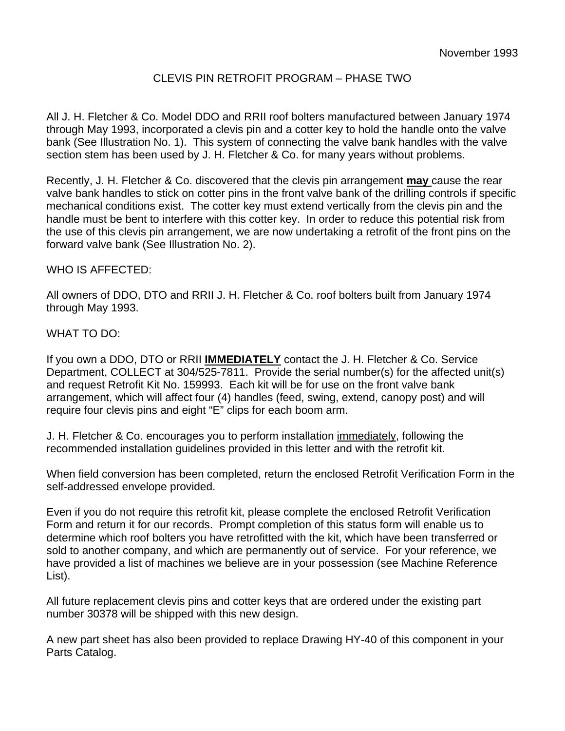November 1993

CLEVIS PIN RETROFIT PROGRAM – PHASE TWO

All J. H. Fletcher & Co. Model DDO and RRII roof bolters manufactured between January 1974 through May 1993, incorporated a clevis pin and a cotter key to hold the handle onto the valve bank (See Illustration No. 1). This system of connecting the valve bank handles with the valve section stem has been used by J. H. Fletcher & Co. for many years without problems.

Recently, J. H. Fletcher & Co. discovered that the clevis pin arrangement **may** cause the rear valve bank handles to stick on cotter pins in the front valve bank of the drilling controls if specific mechanical conditions exist. The cotter key must extend vertically from the clevis pin and the handle must be bent to interfere with this cotter key. In order to reduce this potential risk from the use of this clevis pin arrangement, we are now undertaking a retrofit of the front pins on the forward valve bank (See Illustration No. 2).

WHO IS AFFECTED:

All owners of DDO, DTO and RRII J. H. Fletcher & Co. roof bolters built from January 1974 through May 1993.

WHAT TO DO:

If you own a DDO, DTO or RRII **IMMEDIATELY** contact the J. H. Fletcher & Co. Service Department, COLLECT at 304/525-7811. Provide the serial number(s) for the affected unit(s) and request Retrofit Kit No. 159993. Each kit will be for use on the front valve bank arrangement, which will affect four (4) handles (feed, swing, extend, canopy post) and will require four clevis pins and eight "E" clips for each boom arm.

J. H. Fletcher & Co. encourages you to perform installation immediately, following the recommended installation guidelines provided in this letter and with the retrofit kit.

When field conversion has been completed, return the enclosed Retrofit Verification Form in the self-addressed envelope provided.

Even if you do not require this retrofit kit, please complete the enclosed Retrofit Verification Form and return it for our records. Prompt completion of this status form will enable us to determine which roof bolters you have retrofitted with the kit, which have been transferred or sold to another company, and which are permanently out of service. For your reference, we have provided a list of machines we believe are in your possession (see Machine Reference List).

All future replacement clevis pins and cotter keys that are ordered under the existing part number 30378 will be shipped with this new design.

A new part sheet has also been provided to replace Drawing HY-40 of this component in your Parts Catalog.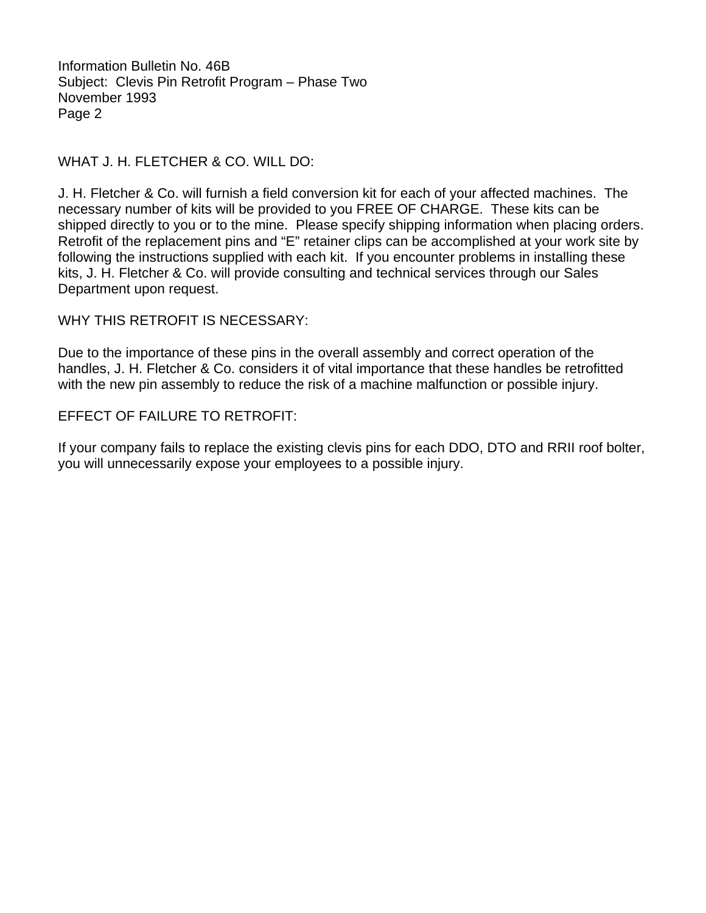## WHAT J. H. FLETCHER & CO. WILL DO:

J. H. Fletcher & Co. will furnish a field conversion kit for each of your affected machines. The necessary number of kits will be provided to you FREE OF CHARGE. These kits can be shipped directly to you or to the mine. Please specify shipping information when placing orders. Retrofit of the replacement pins and "E" retainer clips can be accomplished at your work site by following the instructions supplied with each kit. If you encounter problems in installing these kits, J. H. Fletcher & Co. will provide consulting and technical services through our Sales Department upon request.

## WHY THIS RETROFIT IS NECESSARY:

Due to the importance of these pins in the overall assembly and correct operation of the handles, J. H. Fletcher & Co. considers it of vital importance that these handles be retrofitted with the new pin assembly to reduce the risk of a machine malfunction or possible injury.

## EFFECT OF FAILURE TO RETROFIT:

If your company fails to replace the existing clevis pins for each DDO, DTO and RRII roof bolter, you will unnecessarily expose your employees to a possible injury.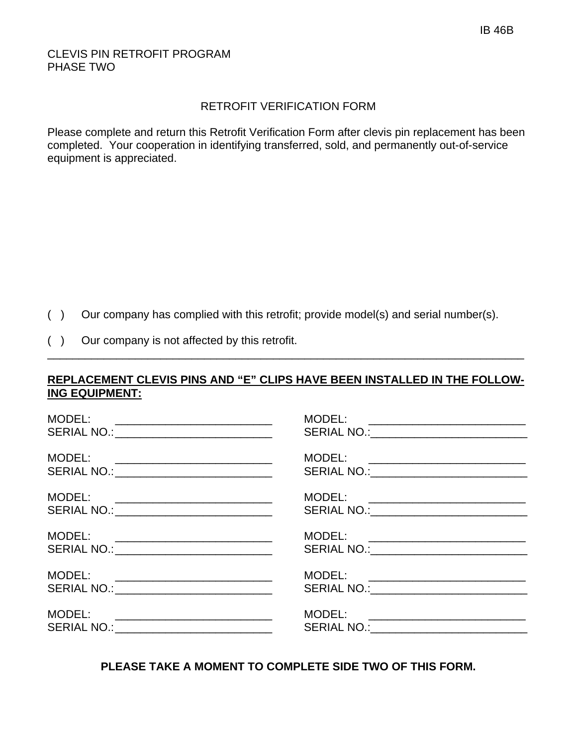IB 46B

CLEVIS PIN RETROFIT PROGRAM
PHASE TWO

RETROFIT VERIFICATION FORM

Please complete and return this Retrofit Verification Form after clevis pin replacement has been completed. Your cooperation in identifying transferred, sold, and permanently out-of-service equipment is appreciated.

( ) Our company has complied with this retrofit; provide model(s) and serial number(s).

( ) Our company is not affected by this retrofit.

---

**<u>REPLACEMENT CLEVIS PINS AND "E" CLIPS HAVE BEEN INSTALLED IN THE FOLLOWING EQUIPMENT:</u>**

| | |
|---|---|
| MODEL: ________________________ | MODEL: ________________________ |
| SERIAL NO.:________________________ | SERIAL NO.:________________________ |
| MODEL: ________________________ | MODEL: ________________________ |
| SERIAL NO.:________________________ | SERIAL NO.:________________________ |
| MODEL: ________________________ | MODEL: ________________________ |
| SERIAL NO.:________________________ | SERIAL NO.:________________________ |
| MODEL: ________________________ | MODEL: ________________________ |
| SERIAL NO.:________________________ | SERIAL NO.:________________________ |
| MODEL: ________________________ | MODEL: ________________________ |
| SERIAL NO.:________________________ | SERIAL NO.:________________________ |
| MODEL: ________________________ | MODEL: ________________________ |
| SERIAL NO.:________________________ | SERIAL NO.:________________________ |

**PLEASE TAKE A MOMENT TO COMPLETE SIDE TWO OF THIS FORM.**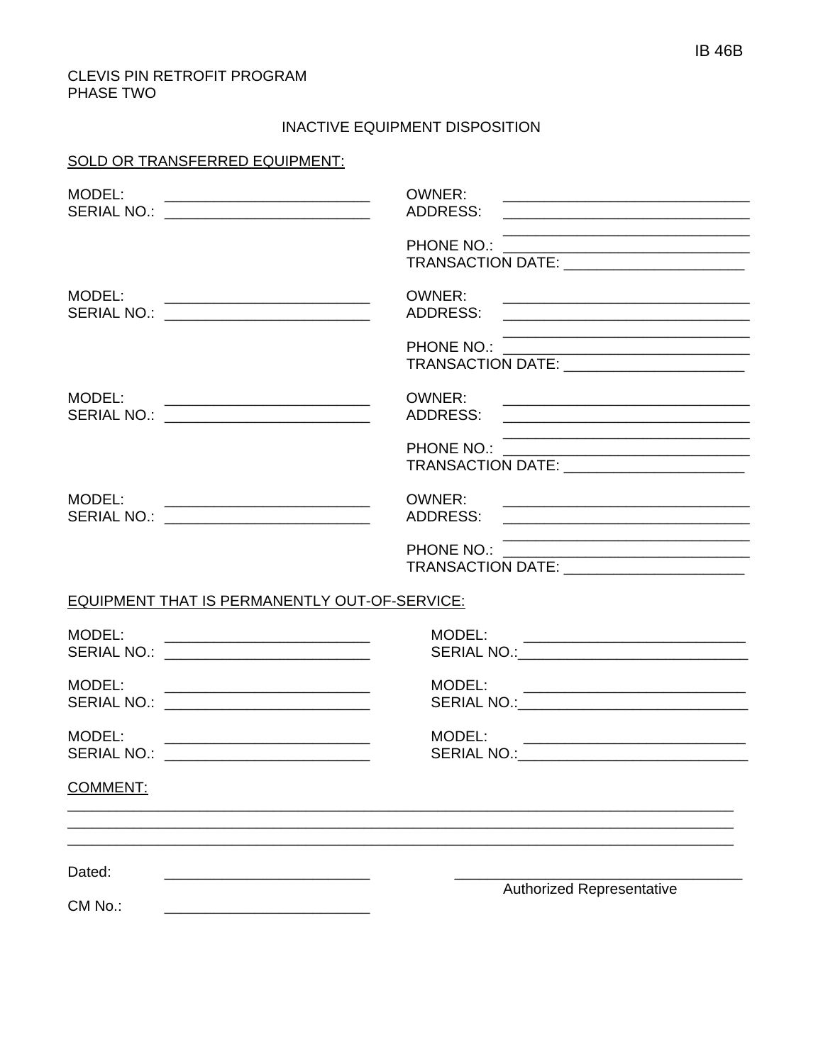IB 46B

CLEVIS PIN RETROFIT PROGRAM
PHASE TWO

INACTIVE EQUIPMENT DISPOSITION

SOLD OR TRANSFERRED EQUIPMENT:

MODEL: ________________________ OWNER: ____________________________
SERIAL NO.: ________________________ ADDRESS: ____________________________
____________________________
PHONE NO.: ____________________________
TRANSACTION DATE: ____________________

MODEL: ________________________ OWNER: ____________________________
SERIAL NO.: ________________________ ADDRESS: ____________________________
____________________________
PHONE NO.: ____________________________
TRANSACTION DATE: ____________________

MODEL: ________________________ OWNER: ____________________________
SERIAL NO.: ________________________ ADDRESS: ____________________________
____________________________
PHONE NO.: ____________________________
TRANSACTION DATE: ____________________

MODEL: ________________________ OWNER: ____________________________
SERIAL NO.: ________________________ ADDRESS: ____________________________
____________________________
PHONE NO.: ____________________________
TRANSACTION DATE: ____________________

EQUIPMENT THAT IS PERMANENTLY OUT-OF-SERVICE:

MODEL: ________________________ MODEL: ________________________
SERIAL NO.: ________________________ SERIAL NO.: ________________________

MODEL: ________________________ MODEL: ________________________
SERIAL NO.: ________________________ SERIAL NO.: ________________________

MODEL: ________________________ MODEL: ________________________
SERIAL NO.: ________________________ SERIAL NO.: ________________________

COMMENT:

______________________________________________________________________________
______________________________________________________________________________
______________________________________________________________________________

Dated: ________________________ ________________________________
Authorized Representative

CM No.: ________________________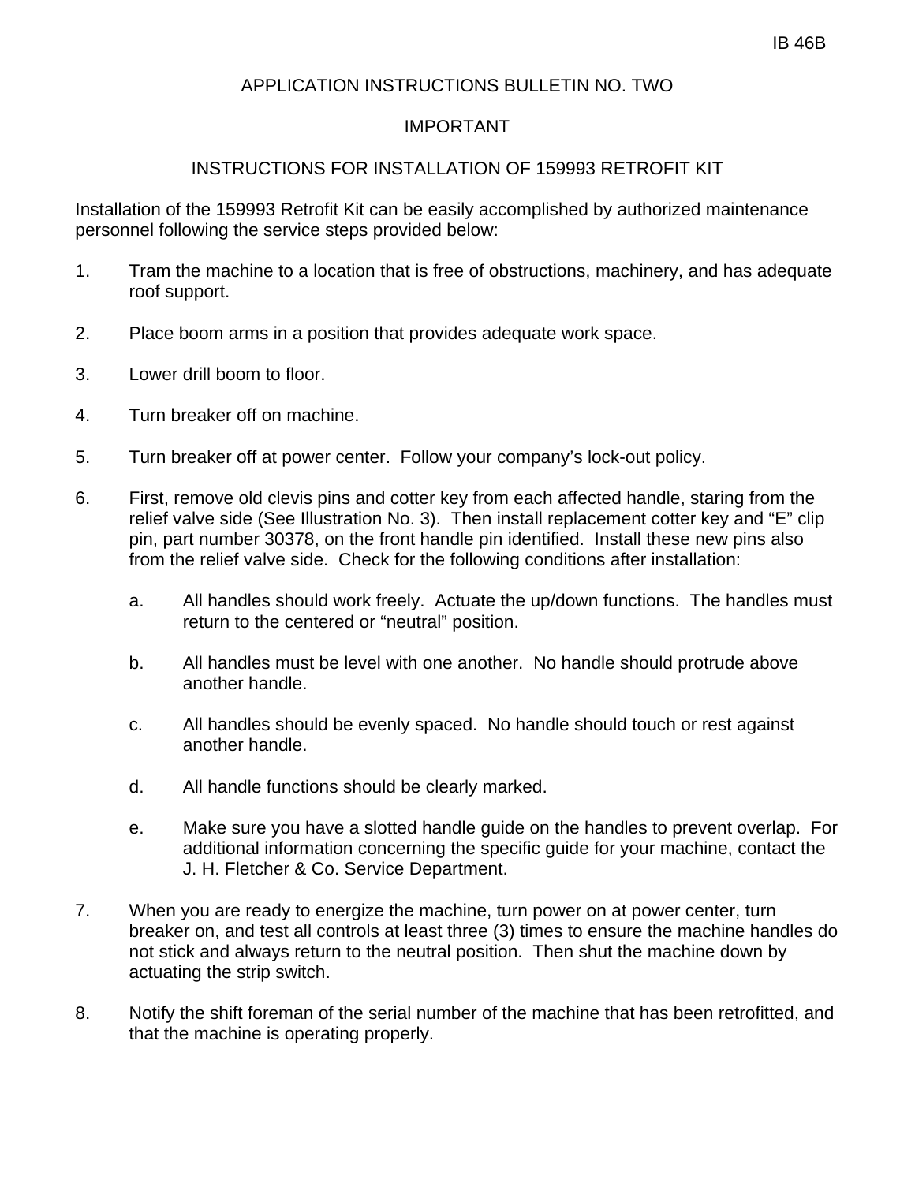IB 46B

# APPLICATION INSTRUCTIONS BULLETIN NO. TWO

## IMPORTANT

## INSTRUCTIONS FOR INSTALLATION OF 159993 RETROFIT KIT

Installation of the 159993 Retrofit Kit can be easily accomplished by authorized maintenance personnel following the service steps provided below:

1. Tram the machine to a location that is free of obstructions, machinery, and has adequate roof support.

2. Place boom arms in a position that provides adequate work space.

3. Lower drill boom to floor.

4. Turn breaker off on machine.

5. Turn breaker off at power center. Follow your company's lock-out policy.

6. First, remove old clevis pins and cotter key from each affected handle, staring from the relief valve side (See Illustration No. 3). Then install replacement cotter key and "E" clip pin, part number 30378, on the front handle pin identified. Install these new pins also from the relief valve side. Check for the following conditions after installation:

   a. All handles should work freely. Actuate the up/down functions. The handles must return to the centered or "neutral" position.

   b. All handles must be level with one another. No handle should protrude above another handle.

   c. All handles should be evenly spaced. No handle should touch or rest against another handle.

   d. All handle functions should be clearly marked.

   e. Make sure you have a slotted handle guide on the handles to prevent overlap. For additional information concerning the specific guide for your machine, contact the J. H. Fletcher & Co. Service Department.

7. When you are ready to energize the machine, turn power on at power center, turn breaker on, and test all controls at least three (3) times to ensure the machine handles do not stick and always return to the neutral position. Then shut the machine down by actuating the strip switch.

8. Notify the shift foreman of the serial number of the machine that has been retrofitted, and that the machine is operating properly.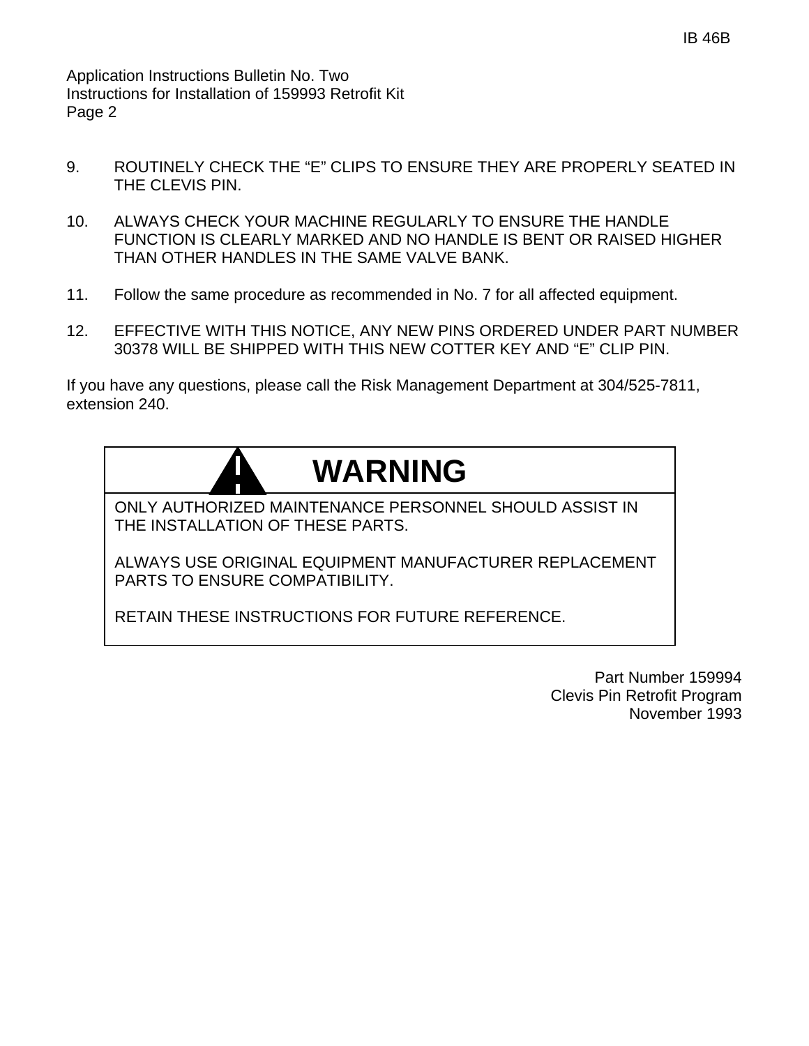IB 46B

Application Instructions Bulletin No. Two
Instructions for Installation of 159993 Retrofit Kit
Page 2

9. ROUTINELY CHECK THE "E" CLIPS TO ENSURE THEY ARE PROPERLY SEATED IN THE CLEVIS PIN.

10. ALWAYS CHECK YOUR MACHINE REGULARLY TO ENSURE THE HANDLE FUNCTION IS CLEARLY MARKED AND NO HANDLE IS BENT OR RAISED HIGHER THAN OTHER HANDLES IN THE SAME VALVE BANK.

11. Follow the same procedure as recommended in No. 7 for all affected equipment.

12. EFFECTIVE WITH THIS NOTICE, ANY NEW PINS ORDERED UNDER PART NUMBER 30378 WILL BE SHIPPED WITH THIS NEW COTTER KEY AND "E" CLIP PIN.

If you have any questions, please call the Risk Management Department at 304/525-7811, extension 240.

## WARNING

ONLY AUTHORIZED MAINTENANCE PERSONNEL SHOULD ASSIST IN THE INSTALLATION OF THESE PARTS.

ALWAYS USE ORIGINAL EQUIPMENT MANUFACTURER REPLACEMENT PARTS TO ENSURE COMPATIBILITY.

RETAIN THESE INSTRUCTIONS FOR FUTURE REFERENCE.

Part Number 159994
Clevis Pin Retrofit Program
November 1993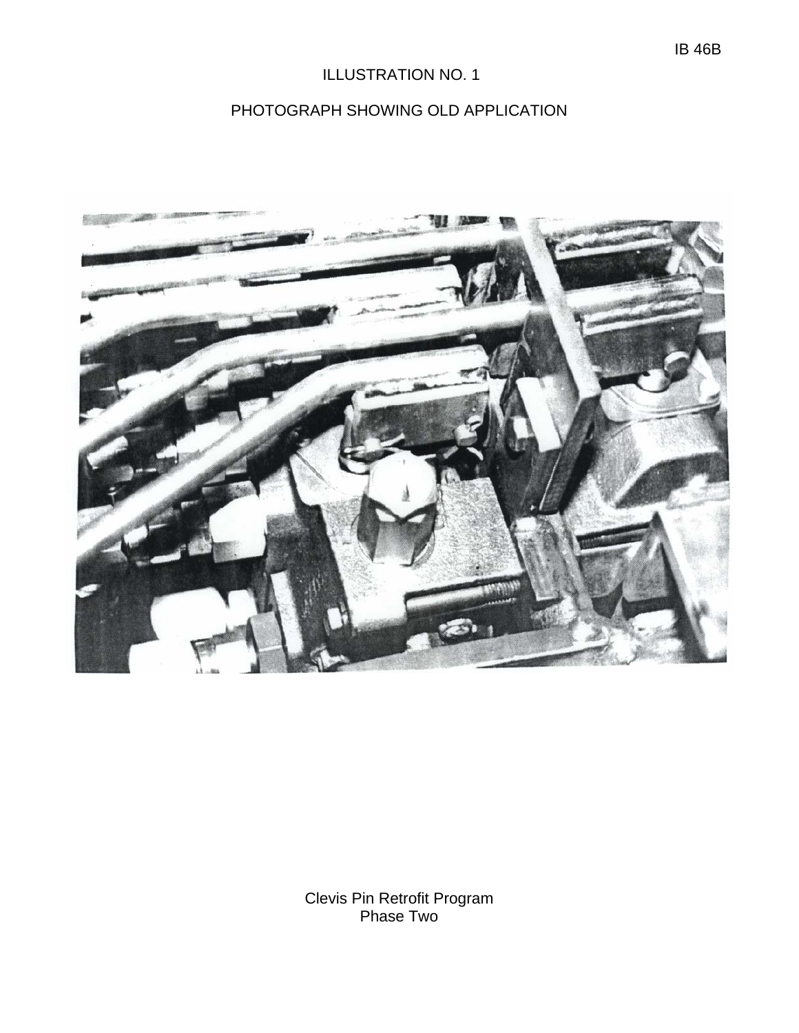ILLUSTRATION NO. 1

PHOTOGRAPH SHOWING OLD APPLICATION

Clevis Pin Retrofit Program
Phase Two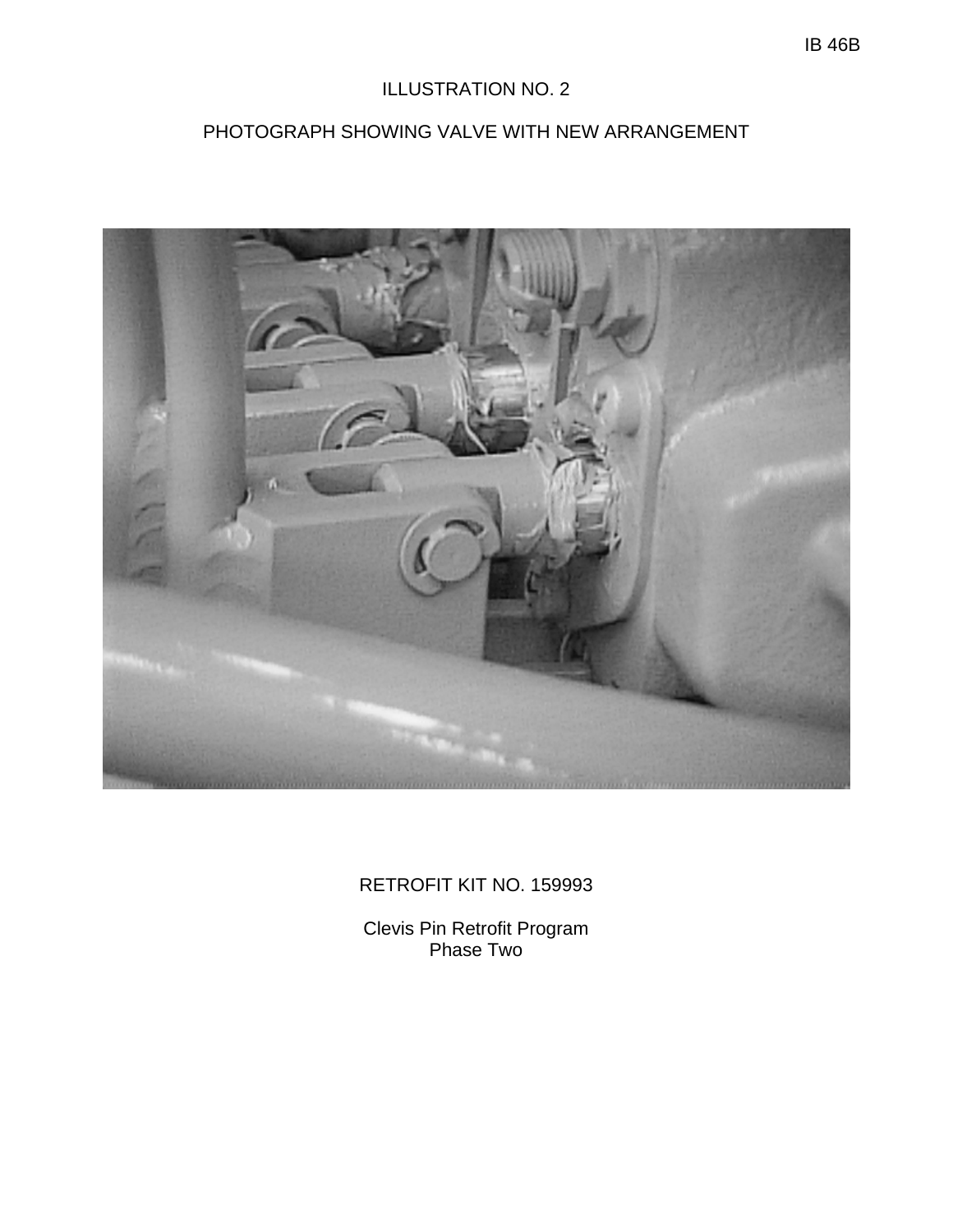ILLUSTRATION NO. 2

PHOTOGRAPH SHOWING VALVE WITH NEW ARRANGEMENT

RETROFIT KIT NO. 159993

Clevis Pin Retrofit Program
Phase Two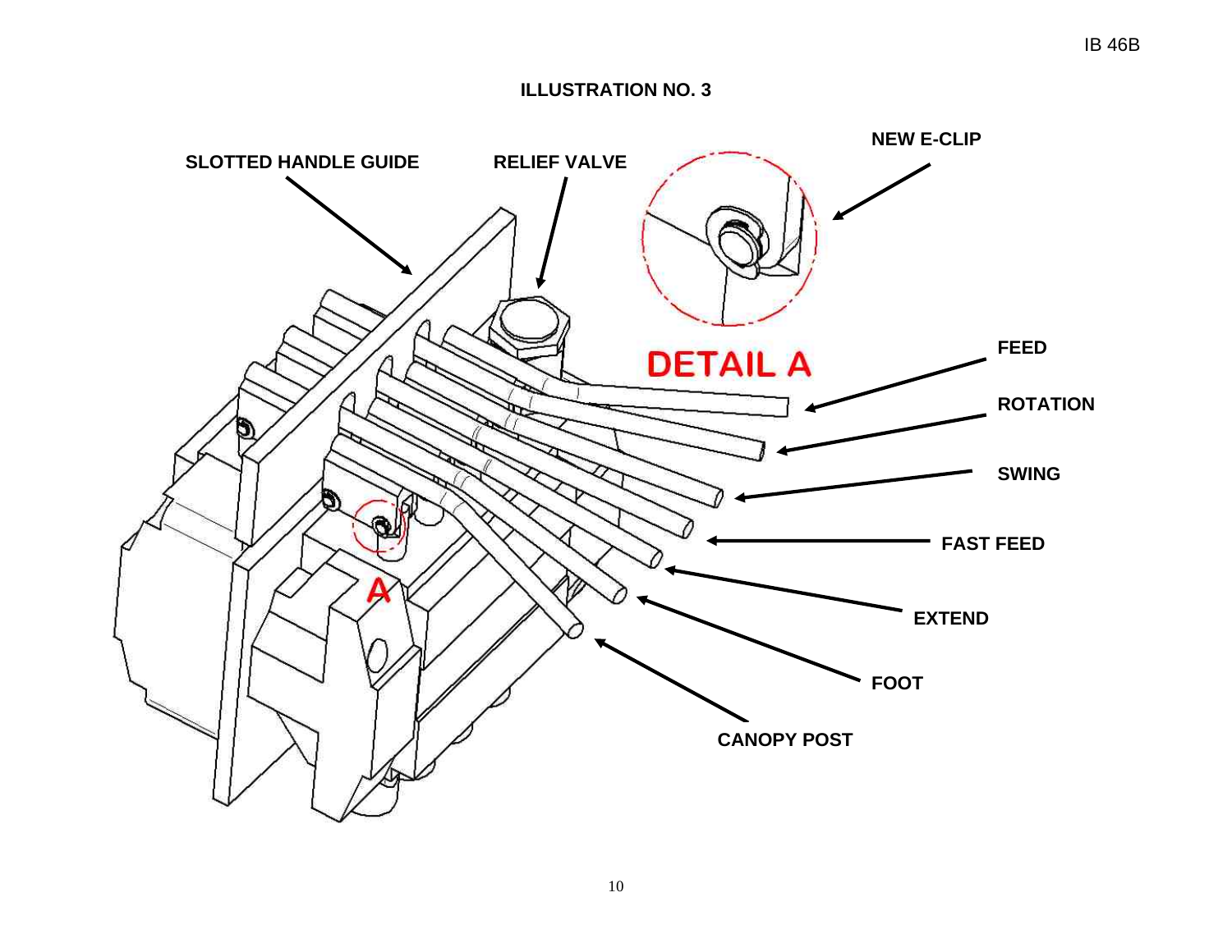## ILLUSTRATION NO. 3

SLOTTED HANDLE GUIDE

RELIEF VALVE

NEW E-CLIP

DETAIL A

FEED

ROTATION

SWING

FAST FEED

EXTEND

FOOT

CANOPY POST

A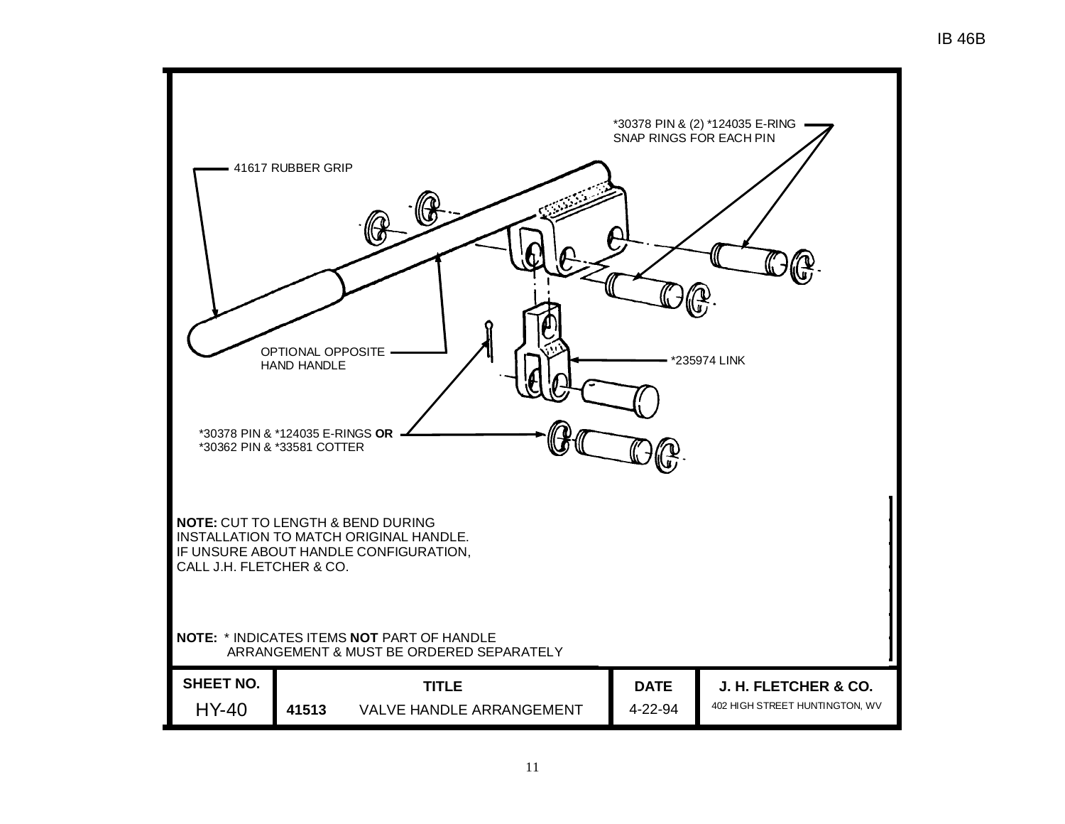*30378 PIN & (2) *124035 E-RING SNAP RINGS FOR EACH PIN

41617 RUBBER GRIP

OPTIONAL OPPOSITE HAND HANDLE

*235974 LINK

*30378 PIN & *124035 E-RINGS **OR**
*30362 PIN & *33581 COTTER

**NOTE:** CUT TO LENGTH & BEND DURING INSTALLATION TO MATCH ORIGINAL HANDLE. IF UNSURE ABOUT HANDLE CONFIGURATION, CALL J.H. FLETCHER & CO.

**NOTE:** * INDICATES ITEMS **NOT** PART OF HANDLE ARRANGEMENT & MUST BE ORDERED SEPARATELY

| SHEET NO. | TITLE | DATE | J. H. FLETCHER & CO. |
|---|---|---|---|
| HY-40 | **41513** VALVE HANDLE ARRANGEMENT | 4-22-94 | 402 HIGH STREET HUNTINGTON, WV |